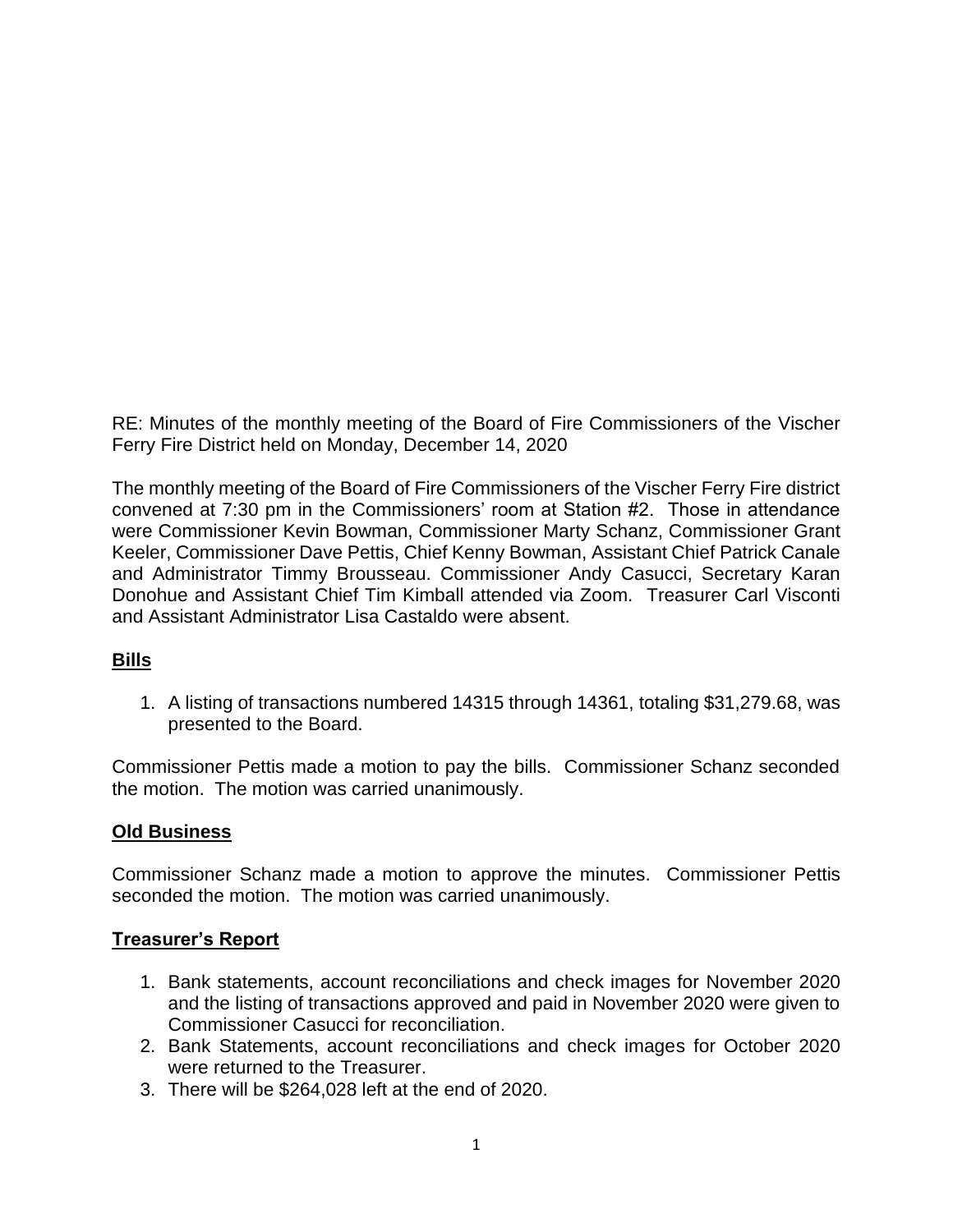RE: Minutes of the monthly meeting of the Board of Fire Commissioners of the Vischer Ferry Fire District held on Monday, December 14, 2020

The monthly meeting of the Board of Fire Commissioners of the Vischer Ferry Fire district convened at 7:30 pm in the Commissioners' room at Station #2. Those in attendance were Commissioner Kevin Bowman, Commissioner Marty Schanz, Commissioner Grant Keeler, Commissioner Dave Pettis, Chief Kenny Bowman, Assistant Chief Patrick Canale and Administrator Timmy Brousseau. Commissioner Andy Casucci, Secretary Karan Donohue and Assistant Chief Tim Kimball attended via Zoom. Treasurer Carl Visconti and Assistant Administrator Lisa Castaldo were absent.

## Bills

1. A listing of transactions numbered 14315 through 14361, totaling $31,279.68, was presented to the Board.

Commissioner Pettis made a motion to pay the bills. Commissioner Schanz seconded the motion. The motion was carried unanimously.

## Old Business

Commissioner Schanz made a motion to approve the minutes. Commissioner Pettis seconded the motion. The motion was carried unanimously.

## Treasurer's Report

1. Bank statements, account reconciliations and check images for November 2020 and the listing of transactions approved and paid in November 2020 were given to Commissioner Casucci for reconciliation.
2. Bank Statements, account reconciliations and check images for October 2020 were returned to the Treasurer.
3. There will be $264,028 left at the end of 2020.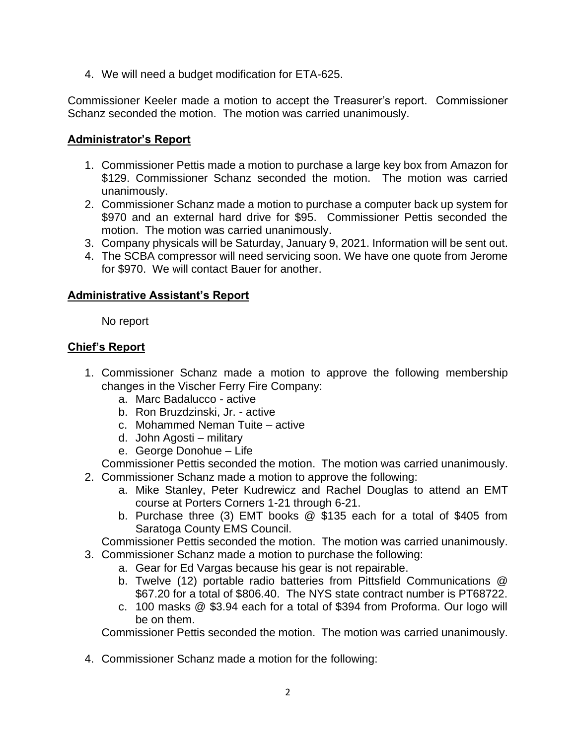4. We will need a budget modification for ETA-625.

Commissioner Keeler made a motion to accept the Treasurer's report. Commissioner Schanz seconded the motion. The motion was carried unanimously.

**Administrator's Report**

1. Commissioner Pettis made a motion to purchase a large key box from Amazon for $129. Commissioner Schanz seconded the motion. The motion was carried unanimously.
2. Commissioner Schanz made a motion to purchase a computer back up system for $970 and an external hard drive for $95. Commissioner Pettis seconded the motion. The motion was carried unanimously.
3. Company physicals will be Saturday, January 9, 2021. Information will be sent out.
4. The SCBA compressor will need servicing soon. We have one quote from Jerome for $970. We will contact Bauer for another.

**Administrative Assistant's Report**

No report

**Chief's Report**

1. Commissioner Schanz made a motion to approve the following membership changes in the Vischer Ferry Fire Company:
   a. Marc Badalucco - active
   b. Ron Bruzdzinski, Jr. - active
   c. Mohammed Neman Tuite – active
   d. John Agosti – military
   e. George Donohue – Life

   Commissioner Pettis seconded the motion. The motion was carried unanimously.
2. Commissioner Schanz made a motion to approve the following:
   a. Mike Stanley, Peter Kudrewicz and Rachel Douglas to attend an EMT course at Porters Corners 1-21 through 6-21.
   b. Purchase three (3) EMT books @ $135 each for a total of $405 from Saratoga County EMS Council.

   Commissioner Pettis seconded the motion. The motion was carried unanimously.
3. Commissioner Schanz made a motion to purchase the following:
   a. Gear for Ed Vargas because his gear is not repairable.
   b. Twelve (12) portable radio batteries from Pittsfield Communications @ $67.20 for a total of $806.40. The NYS state contract number is PT68722.
   c. 100 masks @ $3.94 each for a total of $394 from Proforma. Our logo will be on them.

   Commissioner Pettis seconded the motion. The motion was carried unanimously.

4. Commissioner Schanz made a motion for the following: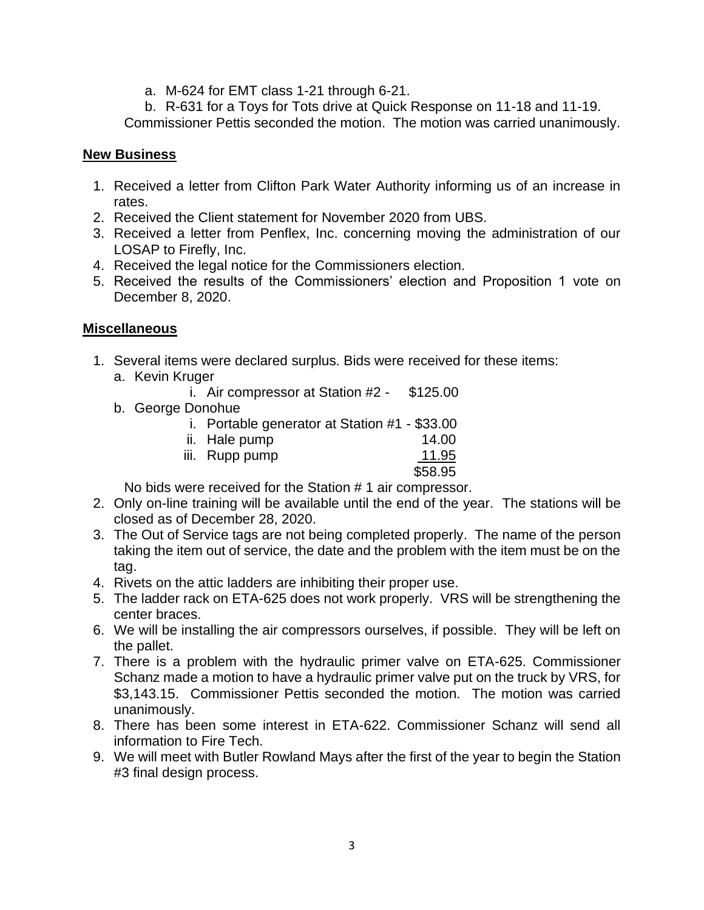a. M-624 for EMT class 1-21 through 6-21.

b. R-631 for a Toys for Tots drive at Quick Response on 11-18 and 11-19.

Commissioner Pettis seconded the motion. The motion was carried unanimously.

## New Business

1. Received a letter from Clifton Park Water Authority informing us of an increase in rates.
2. Received the Client statement for November 2020 from UBS.
3. Received a letter from Penflex, Inc. concerning moving the administration of our LOSAP to Firefly, Inc.
4. Received the legal notice for the Commissioners election.
5. Received the results of the Commissioners' election and Proposition 1 vote on December 8, 2020.

## Miscellaneous

1. Several items were declared surplus. Bids were received for these items:
   a. Kevin Kruger
      i. Air compressor at Station #2 - $125.00
   b. George Donohue
      i. Portable generator at Station #1 - $33.00
      ii. Hale pump 14.00
      iii. Rupp pump 11.95
      $58.95

   No bids were received for the Station # 1 air compressor.
2. Only on-line training will be available until the end of the year. The stations will be closed as of December 28, 2020.
3. The Out of Service tags are not being completed properly. The name of the person taking the item out of service, the date and the problem with the item must be on the tag.
4. Rivets on the attic ladders are inhibiting their proper use.
5. The ladder rack on ETA-625 does not work properly. VRS will be strengthening the center braces.
6. We will be installing the air compressors ourselves, if possible. They will be left on the pallet.
7. There is a problem with the hydraulic primer valve on ETA-625. Commissioner Schanz made a motion to have a hydraulic primer valve put on the truck by VRS, for $3,143.15. Commissioner Pettis seconded the motion. The motion was carried unanimously.
8. There has been some interest in ETA-622. Commissioner Schanz will send all information to Fire Tech.
9. We will meet with Butler Rowland Mays after the first of the year to begin the Station #3 final design process.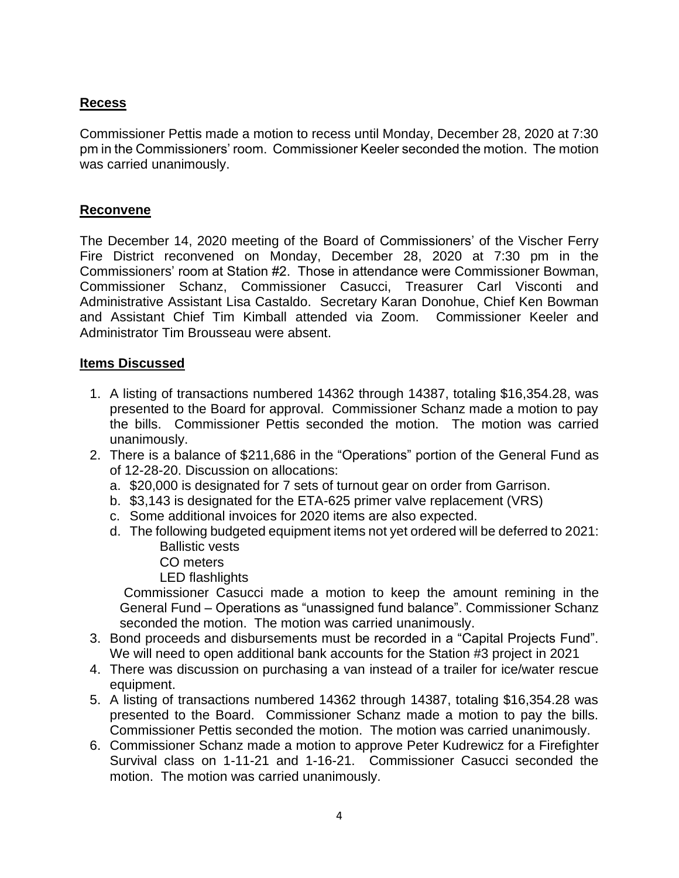## **Recess**

Commissioner Pettis made a motion to recess until Monday, December 28, 2020 at 7:30 pm in the Commissioners' room. Commissioner Keeler seconded the motion. The motion was carried unanimously.

## **Reconvene**

The December 14, 2020 meeting of the Board of Commissioners' of the Vischer Ferry Fire District reconvened on Monday, December 28, 2020 at 7:30 pm in the Commissioners' room at Station #2. Those in attendance were Commissioner Bowman, Commissioner Schanz, Commissioner Casucci, Treasurer Carl Visconti and Administrative Assistant Lisa Castaldo. Secretary Karan Donohue, Chief Ken Bowman and Assistant Chief Tim Kimball attended via Zoom. Commissioner Keeler and Administrator Tim Brousseau were absent.

## **Items Discussed**

1. A listing of transactions numbered 14362 through 14387, totaling $16,354.28, was presented to the Board for approval. Commissioner Schanz made a motion to pay the bills. Commissioner Pettis seconded the motion. The motion was carried unanimously.
2. There is a balance of $211,686 in the "Operations" portion of the General Fund as of 12-28-20. Discussion on allocations:
   a. $20,000 is designated for 7 sets of turnout gear on order from Garrison.
   b. $3,143 is designated for the ETA-625 primer valve replacement (VRS)
   c. Some additional invoices for 2020 items are also expected.
   d. The following budgeted equipment items not yet ordered will be deferred to 2021:
      Ballistic vests
      CO meters
      LED flashlights

   Commissioner Casucci made a motion to keep the amount remining in the General Fund – Operations as "unassigned fund balance". Commissioner Schanz seconded the motion. The motion was carried unanimously.
3. Bond proceeds and disbursements must be recorded in a "Capital Projects Fund". We will need to open additional bank accounts for the Station #3 project in 2021
4. There was discussion on purchasing a van instead of a trailer for ice/water rescue equipment.
5. A listing of transactions numbered 14362 through 14387, totaling $16,354.28 was presented to the Board. Commissioner Schanz made a motion to pay the bills. Commissioner Pettis seconded the motion. The motion was carried unanimously.
6. Commissioner Schanz made a motion to approve Peter Kudrewicz for a Firefighter Survival class on 1-11-21 and 1-16-21. Commissioner Casucci seconded the motion. The motion was carried unanimously.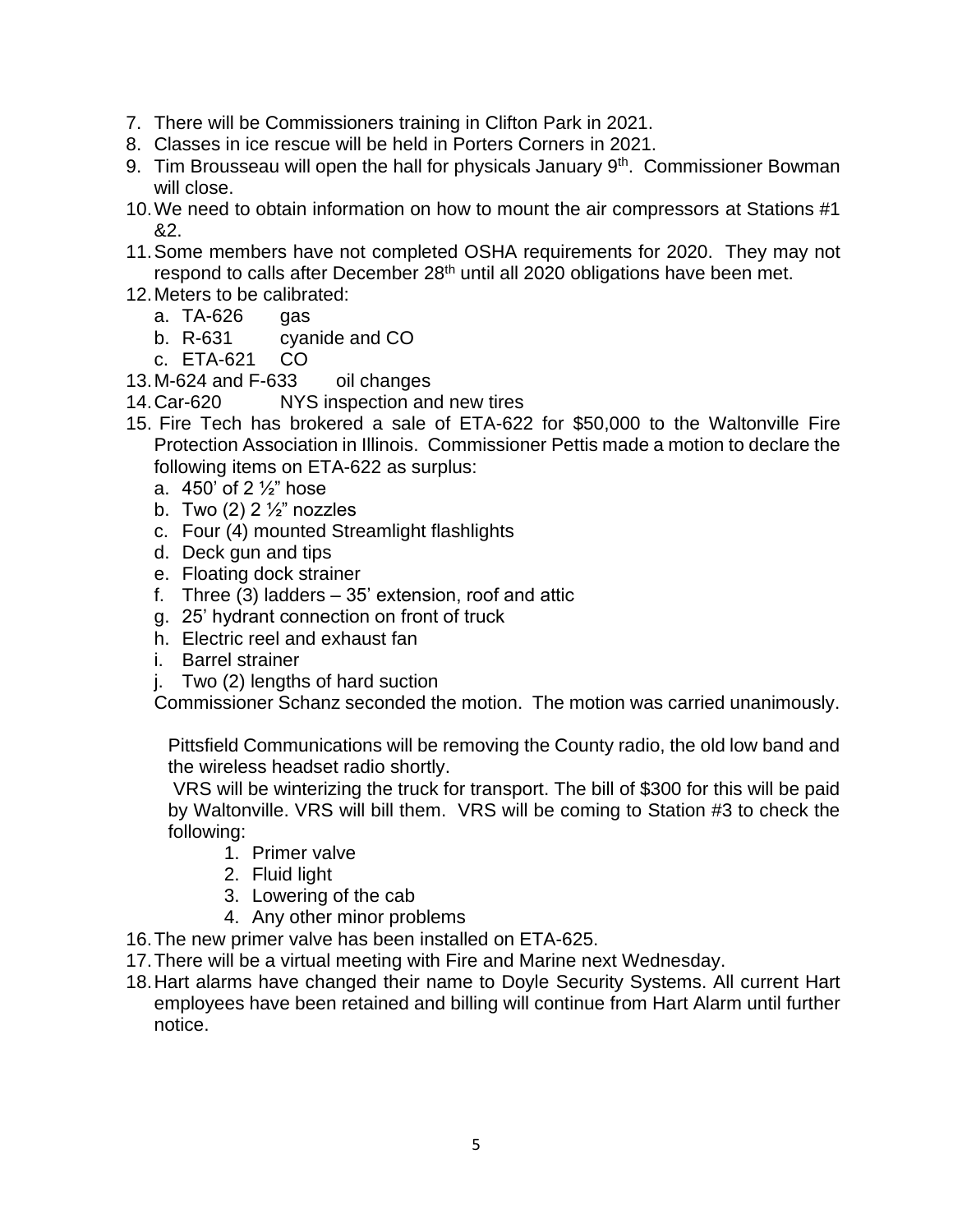7. There will be Commissioners training in Clifton Park in 2021.
8. Classes in ice rescue will be held in Porters Corners in 2021.
9. Tim Brousseau will open the hall for physicals January 9th. Commissioner Bowman will close.
10. We need to obtain information on how to mount the air compressors at Stations #1 &2.
11. Some members have not completed OSHA requirements for 2020. They may not respond to calls after December 28th until all 2020 obligations have been met.
12. Meters to be calibrated:
    a. TA-626 gas
    b. R-631 cyanide and CO
    c. ETA-621 CO
13. M-624 and F-633 oil changes
14. Car-620 NYS inspection and new tires
15. Fire Tech has brokered a sale of ETA-622 for $50,000 to the Waltonville Fire Protection Association in Illinois. Commissioner Pettis made a motion to declare the following items on ETA-622 as surplus:
    a. 450' of 2 ½" hose
    b. Two (2) 2 ½" nozzles
    c. Four (4) mounted Streamlight flashlights
    d. Deck gun and tips
    e. Floating dock strainer
    f. Three (3) ladders – 35' extension, roof and attic
    g. 25' hydrant connection on front of truck
    h. Electric reel and exhaust fan
    i. Barrel strainer
    j. Two (2) lengths of hard suction

    Commissioner Schanz seconded the motion. The motion was carried unanimously.

    Pittsfield Communications will be removing the County radio, the old low band and the wireless headset radio shortly.

    VRS will be winterizing the truck for transport. The bill of $300 for this will be paid by Waltonville. VRS will bill them. VRS will be coming to Station #3 to check the following:
    1. Primer valve
    2. Fluid light
    3. Lowering of the cab
    4. Any other minor problems
16. The new primer valve has been installed on ETA-625.
17. There will be a virtual meeting with Fire and Marine next Wednesday.
18. Hart alarms have changed their name to Doyle Security Systems. All current Hart employees have been retained and billing will continue from Hart Alarm until further notice.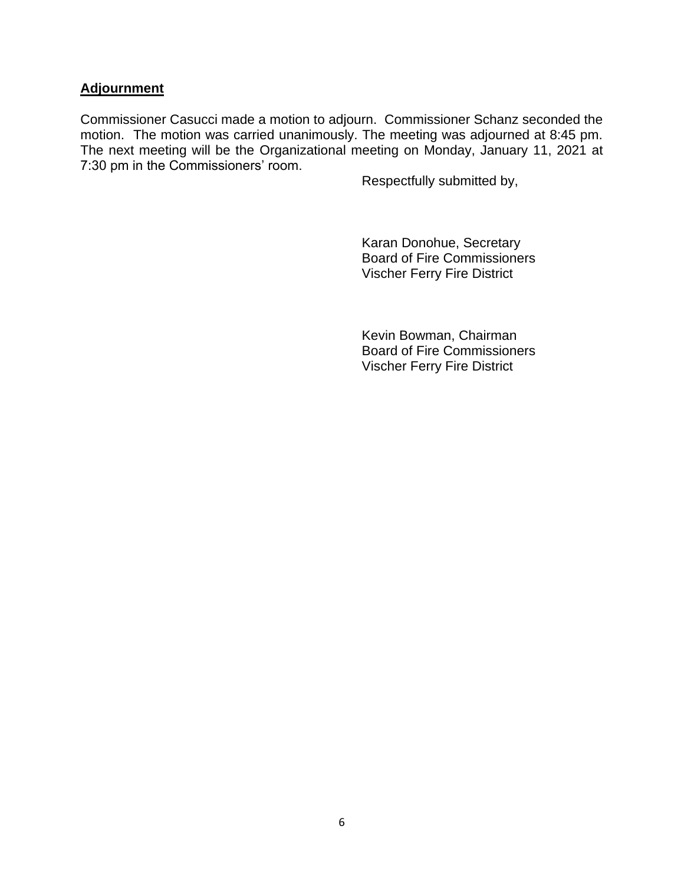**Adjournment**

Commissioner Casucci made a motion to adjourn. Commissioner Schanz seconded the motion. The motion was carried unanimously. The meeting was adjourned at 8:45 pm. The next meeting will be the Organizational meeting on Monday, January 11, 2021 at 7:30 pm in the Commissioners' room.

Respectfully submitted by,

Karan Donohue, Secretary
Board of Fire Commissioners
Vischer Ferry Fire District

Kevin Bowman, Chairman
Board of Fire Commissioners
Vischer Ferry Fire District